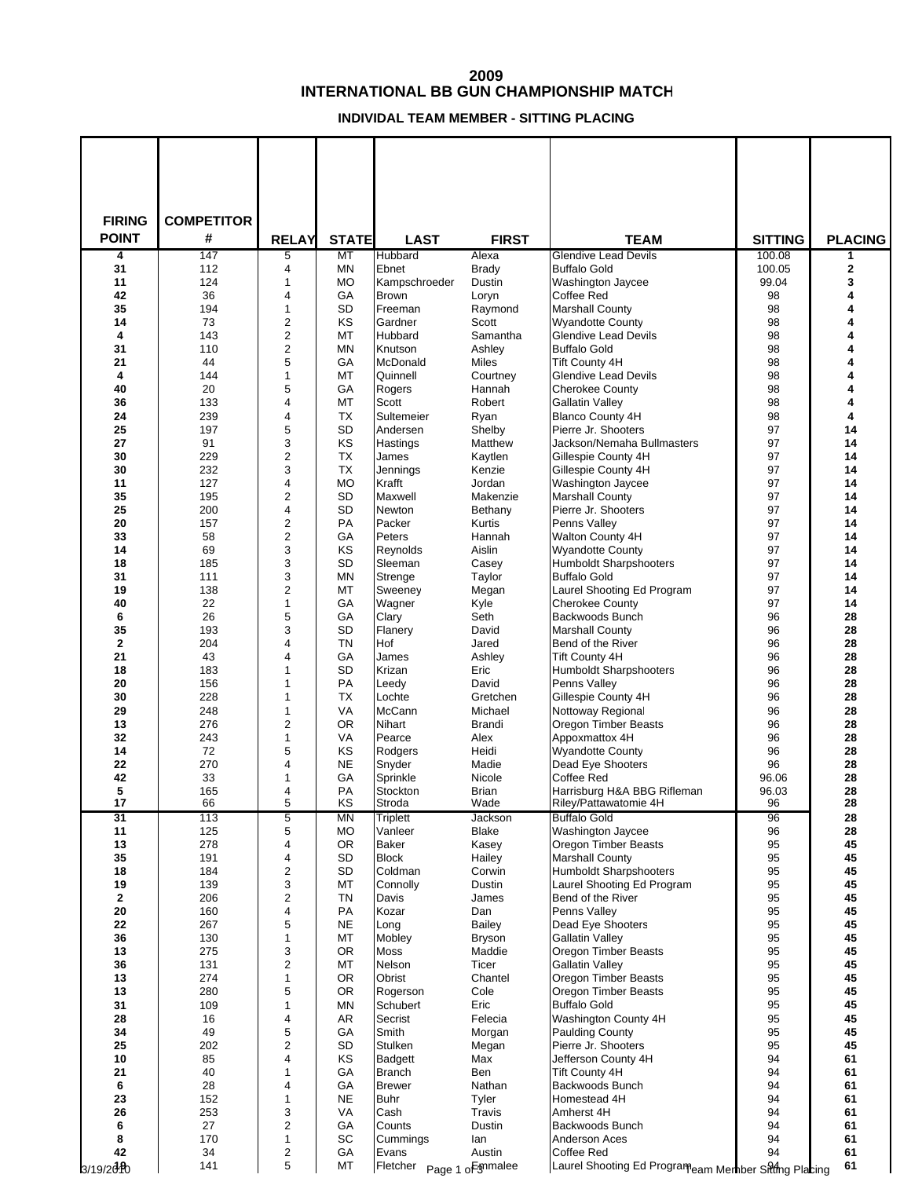# 2009
# INTERNATIONAL BB GUN CHAMPIONSHIP MATCH

### INDIVIDAL TEAM MEMBER - SITTING PLACING

| FIRING POINT | COMPETITOR # | RELAY | STATE | LAST | FIRST | TEAM | SITTING | PLACING |
|---|---|---|---|---|---|---|---|---|
| 4 | 147 | 5 | MT | Hubbard | Alexa | Glendive Lead Devils | 100.08 | 1 |
| 31 | 112 | 4 | MN | Ebnet | Brady | Buffalo Gold | 100.05 | 2 |
| 11 | 124 | 1 | MO | Kampschroeder | Dustin | Washington Jaycee | 99.04 | 3 |
| 42 | 36 | 4 | GA | Brown | Loryn | Coffee Red | 98 | 4 |
| 35 | 194 | 1 | SD | Freeman | Raymond | Marshall County | 98 | 4 |
| 14 | 73 | 2 | KS | Gardner | Scott | Wyandotte County | 98 | 4 |
| 4 | 143 | 2 | MT | Hubbard | Samantha | Glendive Lead Devils | 98 | 4 |
| 31 | 110 | 2 | MN | Knutson | Ashley | Buffalo Gold | 98 | 4 |
| 21 | 44 | 5 | GA | McDonald | Miles | Tift County 4H | 98 | 4 |
| 4 | 144 | 1 | MT | Quinnell | Courtney | Glendive Lead Devils | 98 | 4 |
| 40 | 20 | 5 | GA | Rogers | Hannah | Cherokee County | 98 | 4 |
| 36 | 133 | 4 | MT | Scott | Robert | Gallatin Valley | 98 | 4 |
| 24 | 239 | 4 | TX | Sultemeier | Ryan | Blanco County 4H | 98 | 4 |
| 25 | 197 | 5 | SD | Andersen | Shelby | Pierre Jr. Shooters | 97 | 14 |
| 27 | 91 | 3 | KS | Hastings | Matthew | Jackson/Nemaha Bullmasters | 97 | 14 |
| 30 | 229 | 2 | TX | James | Kaytlen | Gillespie County 4H | 97 | 14 |
| 30 | 232 | 3 | TX | Jennings | Kenzie | Gillespie County 4H | 97 | 14 |
| 11 | 127 | 4 | MO | Krafft | Jordan | Washington Jaycee | 97 | 14 |
| 35 | 195 | 2 | SD | Maxwell | Makenzie | Marshall County | 97 | 14 |
| 25 | 200 | 4 | SD | Newton | Bethany | Pierre Jr. Shooters | 97 | 14 |
| 20 | 157 | 2 | PA | Packer | Kurtis | Penns Valley | 97 | 14 |
| 33 | 58 | 2 | GA | Peters | Hannah | Walton County 4H | 97 | 14 |
| 14 | 69 | 3 | KS | Reynolds | Aislin | Wyandotte County | 97 | 14 |
| 18 | 185 | 3 | SD | Sleeman | Casey | Humboldt Sharpshooters | 97 | 14 |
| 31 | 111 | 3 | MN | Strenge | Taylor | Buffalo Gold | 97 | 14 |
| 19 | 138 | 2 | MT | Sweeney | Megan | Laurel Shooting Ed Program | 97 | 14 |
| 40 | 22 | 1 | GA | Wagner | Kyle | Cherokee County | 97 | 14 |
| 6 | 26 | 5 | GA | Clary | Seth | Backwoods Bunch | 96 | 28 |
| 35 | 193 | 3 | SD | Flanery | David | Marshall County | 96 | 28 |
| 2 | 204 | 4 | TN | Hof | Jared | Bend of the River | 96 | 28 |
| 21 | 43 | 4 | GA | James | Ashley | Tift County 4H | 96 | 28 |
| 18 | 183 | 1 | SD | Krizan | Eric | Humboldt Sharpshooters | 96 | 28 |
| 20 | 156 | 1 | PA | Leedy | David | Penns Valley | 96 | 28 |
| 30 | 228 | 1 | TX | Lochte | Gretchen | Gillespie County 4H | 96 | 28 |
| 29 | 248 | 1 | VA | McCann | Michael | Nottoway Regional | 96 | 28 |
| 13 | 276 | 2 | OR | Nihart | Brandi | Oregon Timber Beasts | 96 | 28 |
| 32 | 243 | 1 | VA | Pearce | Alex | Appoxmattox 4H | 96 | 28 |
| 14 | 72 | 5 | KS | Rodgers | Heidi | Wyandotte County | 96 | 28 |
| 22 | 270 | 4 | NE | Snyder | Madie | Dead Eye Shooters | 96 | 28 |
| 42 | 33 | 1 | GA | Sprinkle | Nicole | Coffee Red | 96.06 | 28 |
| 5 | 165 | 4 | PA | Stockton | Brian | Harrisburg H&A BBG Rifleman | 96.03 | 28 |
| 17 | 66 | 5 | KS | Stroda | Wade | Riley/Pattawatomie 4H | 96 | 28 |
| 31 | 113 | 5 | MN | Triplett | Jackson | Buffalo Gold | 96 | 28 |
| 11 | 125 | 5 | MO | Vanleer | Blake | Washington Jaycee | 96 | 28 |
| 13 | 278 | 4 | OR | Baker | Kasey | Oregon Timber Beasts | 95 | 45 |
| 35 | 191 | 4 | SD | Block | Hailey | Marshall County | 95 | 45 |
| 18 | 184 | 2 | SD | Coldman | Corwin | Humboldt Sharpshooters | 95 | 45 |
| 19 | 139 | 3 | MT | Connolly | Dustin | Laurel Shooting Ed Program | 95 | 45 |
| 2 | 206 | 2 | TN | Davis | James | Bend of the River | 95 | 45 |
| 20 | 160 | 4 | PA | Kozar | Dan | Penns Valley | 95 | 45 |
| 22 | 267 | 5 | NE | Long | Bailey | Dead Eye Shooters | 95 | 45 |
| 36 | 130 | 1 | MT | Mobley | Bryson | Gallatin Valley | 95 | 45 |
| 13 | 275 | 3 | OR | Moss | Maddie | Oregon Timber Beasts | 95 | 45 |
| 36 | 131 | 2 | MT | Nelson | Ticer | Gallatin Valley | 95 | 45 |
| 13 | 274 | 1 | OR | Obrist | Chantel | Oregon Timber Beasts | 95 | 45 |
| 13 | 280 | 5 | OR | Rogerson | Cole | Oregon Timber Beasts | 95 | 45 |
| 31 | 109 | 1 | MN | Schubert | Eric | Buffalo Gold | 95 | 45 |
| 28 | 16 | 4 | AR | Secrist | Felecia | Washington County 4H | 95 | 45 |
| 34 | 49 | 5 | GA | Smith | Morgan | Paulding County | 95 | 45 |
| 25 | 202 | 2 | SD | Stulken | Megan | Pierre Jr. Shooters | 95 | 45 |
| 10 | 85 | 4 | KS | Badgett | Max | Jefferson County 4H | 94 | 61 |
| 21 | 40 | 1 | GA | Branch | Ben | Tift County 4H | 94 | 61 |
| 6 | 28 | 4 | GA | Brewer | Nathan | Backwoods Bunch | 94 | 61 |
| 23 | 152 | 1 | NE | Buhr | Tyler | Homestead 4H | 94 | 61 |
| 26 | 253 | 3 | VA | Cash | Travis | Amherst 4H | 94 | 61 |
| 6 | 27 | 2 | GA | Counts | Dustin | Backwoods Bunch | 94 | 61 |
| 8 | 170 | 1 | SC | Cummings | Ian | Anderson Aces | 94 | 61 |
| 42 | 34 | 2 | GA | Evans | Austin | Coffee Red | 94 | 61 |
| 19 | 141 | 5 | MT | Fletcher | Emmalee | Laurel Shooting Ed Program | 94 | 61 |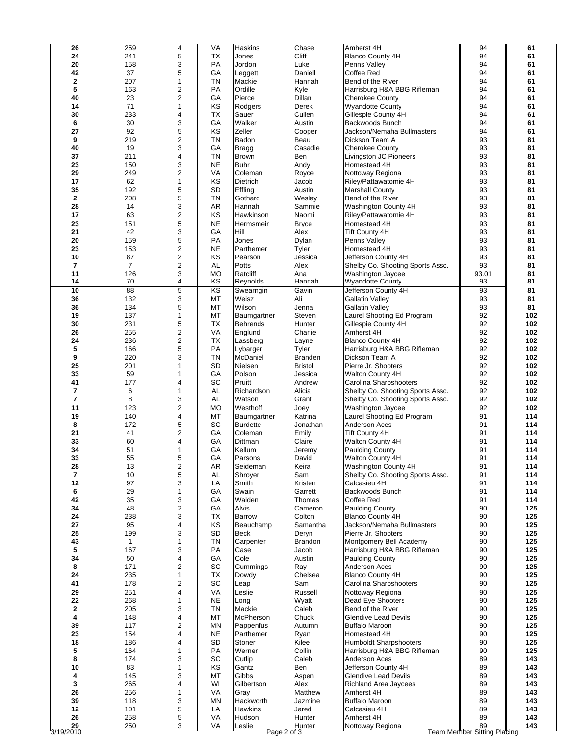| | | | | | | | | |
|---|---|---|---|---|---|---|---|---|
| **26** | 259 | 4 | VA | Haskins | Chase | Amherst 4H | 94 | **61** |
| **24** | 241 | 5 | TX | Jones | Cliff | Blanco County 4H | 94 | **61** |
| **20** | 158 | 3 | PA | Jordon | Luke | Penns Valley | 94 | **61** |
| **42** | 37 | 5 | GA | Leggett | Daniell | Coffee Red | 94 | **61** |
| **2** | 207 | 1 | TN | Mackie | Hannah | Bend of the River | 94 | **61** |
| **5** | 163 | 2 | PA | Ordille | Kyle | Harrisburg H&A BBG Rifleman | 94 | **61** |
| **40** | 23 | 2 | GA | Pierce | Dillan | Cherokee County | 94 | **61** |
| **14** | 71 | 1 | KS | Rodgers | Derek | Wyandotte County | 94 | **61** |
| **30** | 233 | 4 | TX | Sauer | Cullen | Gillespie County 4H | 94 | **61** |
| **6** | 30 | 3 | GA | Walker | Austin | Backwoods Bunch | 94 | **61** |
| **27** | 92 | 5 | KS | Zeller | Cooper | Jackson/Nemaha Bullmasters | 94 | **61** |
| **9** | 219 | 2 | TN | Badon | Beau | Dickson Team A | 93 | **81** |
| **40** | 19 | 3 | GA | Bragg | Casadie | Cherokee County | 93 | **81** |
| **37** | 211 | 4 | TN | Brown | Ben | Livingston JC Pioneers | 93 | **81** |
| **23** | 150 | 3 | NE | Buhr | Andy | Homestead 4H | 93 | **81** |
| **29** | 249 | 2 | VA | Coleman | Royce | Nottoway Regional | 93 | **81** |
| **17** | 62 | 1 | KS | Dietrich | Jacob | Riley/Pattawatomie 4H | 93 | **81** |
| **35** | 192 | 5 | SD | Effling | Austin | Marshall County | 93 | **81** |
| **2** | 208 | 5 | TN | Gothard | Wesley | Bend of the River | 93 | **81** |
| **28** | 14 | 3 | AR | Hannah | Sammie | Washington County 4H | 93 | **81** |
| **17** | 63 | 2 | KS | Hawkinson | Naomi | Riley/Pattawatomie 4H | 93 | **81** |
| **23** | 151 | 5 | NE | Hermsmeir | Bryce | Homestead 4H | 93 | **81** |
| **21** | 42 | 3 | GA | Hill | Alex | Tift County 4H | 93 | **81** |
| **20** | 159 | 5 | PA | Jones | Dylan | Penns Valley | 93 | **81** |
| **23** | 153 | 2 | NE | Parthemer | Tyler | Homestead 4H | 93 | **81** |
| **10** | 87 | 2 | KS | Pearson | Jessica | Jefferson County 4H | 93 | **81** |
| **7** | 7 | 2 | AL | Potts | Alex | Shelby Co. Shooting Sports Assc. | 93 | **81** |
| **11** | 126 | 3 | MO | Ratcliff | Ana | Washington Jaycee | 93.01 | **81** |
| **14** | 70 | 4 | KS | Reynolds | Hannah | Wyandotte County | 93 | **81** |
| **10** | 88 | 5 | KS | Swearngin | Gavin | Jefferson County 4H | 93 | **81** |
| **36** | 132 | 3 | MT | Weisz | Ali | Gallatin Valley | 93 | **81** |
| **36** | 134 | 5 | MT | Wilson | Jenna | Gallatin Valley | 93 | **81** |
| **19** | 137 | 1 | MT | Baumgartner | Steven | Laurel Shooting Ed Program | 92 | **102** |
| **30** | 231 | 5 | TX | Behrends | Hunter | Gillespie County 4H | 92 | **102** |
| **26** | 255 | 2 | VA | Englund | Charlie | Amherst 4H | 92 | **102** |
| **24** | 236 | 2 | TX | Lassberg | Layne | Blanco County 4H | 92 | **102** |
| **5** | 166 | 5 | PA | Lybarger | Tyler | Harrisburg H&A BBG Rifleman | 92 | **102** |
| **9** | 220 | 3 | TN | McDaniel | Branden | Dickson Team A | 92 | **102** |
| **25** | 201 | 1 | SD | Nielsen | Bristol | Pierre Jr. Shooters | 92 | **102** |
| **33** | 59 | 1 | GA | Polson | Jessica | Walton County 4H | 92 | **102** |
| **41** | 177 | 4 | SC | Pruitt | Andrew | Carolina Sharpshooters | 92 | **102** |
| **7** | 6 | 1 | AL | Richardson | Alicia | Shelby Co. Shooting Sports Assc. | 92 | **102** |
| **7** | 8 | 3 | AL | Watson | Grant | Shelby Co. Shooting Sports Assc. | 92 | **102** |
| **11** | 123 | 2 | MO | Westhoff | Joey | Washington Jaycee | 92 | **102** |
| **19** | 140 | 4 | MT | Baumgartner | Katrina | Laurel Shooting Ed Program | 91 | **114** |
| **8** | 172 | 5 | SC | Burdette | Jonathan | Anderson Aces | 91 | **114** |
| **21** | 41 | 2 | GA | Coleman | Emily | Tift County 4H | 91 | **114** |
| **33** | 60 | 4 | GA | Dittman | Claire | Walton County 4H | 91 | **114** |
| **34** | 51 | 1 | GA | Kellum | Jeremy | Paulding County | 91 | **114** |
| **33** | 55 | 5 | GA | Parsons | David | Walton County 4H | 91 | **114** |
| **28** | 13 | 2 | AR | Seideman | Keira | Washington County 4H | 91 | **114** |
| **7** | 10 | 5 | AL | Shroyer | Sam | Shelby Co. Shooting Sports Assc. | 91 | **114** |
| **12** | 97 | 3 | LA | Smith | Kristen | Calcasieu 4H | 91 | **114** |
| **6** | 29 | 1 | GA | Swain | Garrett | Backwoods Bunch | 91 | **114** |
| **42** | 35 | 3 | GA | Walden | Thomas | Coffee Red | 91 | **114** |
| **34** | 48 | 2 | GA | Alvis | Cameron | Paulding County | 90 | **125** |
| **24** | 238 | 3 | TX | Barrow | Colton | Blanco County 4H | 90 | **125** |
| **27** | 95 | 4 | KS | Beauchamp | Samantha | Jackson/Nemaha Bullmasters | 90 | **125** |
| **25** | 199 | 3 | SD | Beck | Deryn | Pierre Jr. Shooters | 90 | **125** |
| **43** | 1 | 1 | TN | Carpenter | Brandon | Montgomery Bell Academy | 90 | **125** |
| **5** | 167 | 3 | PA | Case | Jacob | Harrisburg H&A BBG Rifleman | 90 | **125** |
| **34** | 50 | 4 | GA | Cole | Austin | Paulding County | 90 | **125** |
| **8** | 171 | 2 | SC | Cummings | Ray | Anderson Aces | 90 | **125** |
| **24** | 235 | 1 | TX | Dowdy | Chelsea | Blanco County 4H | 90 | **125** |
| **41** | 178 | 2 | SC | Leap | Sam | Carolina Sharpshooters | 90 | **125** |
| **29** | 251 | 4 | VA | Leslie | Russell | Nottoway Regional | 90 | **125** |
| **22** | 268 | 1 | NE | Long | Wyatt | Dead Eye Shooters | 90 | **125** |
| **2** | 205 | 3 | TN | Mackie | Caleb | Bend of the River | 90 | **125** |
| **4** | 148 | 4 | MT | McPherson | Chuck | Glendive Lead Devils | 90 | **125** |
| **39** | 117 | 2 | MN | Pappenfus | Autumn | Buffalo Maroon | 90 | **125** |
| **23** | 154 | 4 | NE | Parthemer | Ryan | Homestead 4H | 90 | **125** |
| **18** | 186 | 4 | SD | Stoner | Kilee | Humboldt Sharpshooters | 90 | **125** |
| **5** | 164 | 1 | PA | Werner | Collin | Harrisburg H&A BBG Rifleman | 90 | **125** |
| **8** | 174 | 3 | SC | Cutlip | Caleb | Anderson Aces | 89 | **143** |
| **10** | 83 | 1 | KS | Gantz | Ben | Jefferson County 4H | 89 | **143** |
| **4** | 145 | 3 | MT | Gibbs | Aspen | Glendive Lead Devils | 89 | **143** |
| **3** | 265 | 4 | WI | Gilbertson | Alex | Richland Area Jaycees | 89 | **143** |
| **26** | 256 | 1 | VA | Gray | Matthew | Amherst 4H | 89 | **143** |
| **39** | 118 | 3 | MN | Hackworth | Jazmine | Buffalo Maroon | 89 | **143** |
| **12** | 101 | 5 | LA | Hawkins | Jared | Calcasieu 4H | 89 | **143** |
| **26** | 258 | 5 | VA | Hudson | Hunter | Amherst 4H | 89 | **143** |
| **29** | 250 | 3 | VA | Leslie | Hunter | Nottoway Regional | 89 | **143** |

3/19/2010 — Team Member Sitting Placing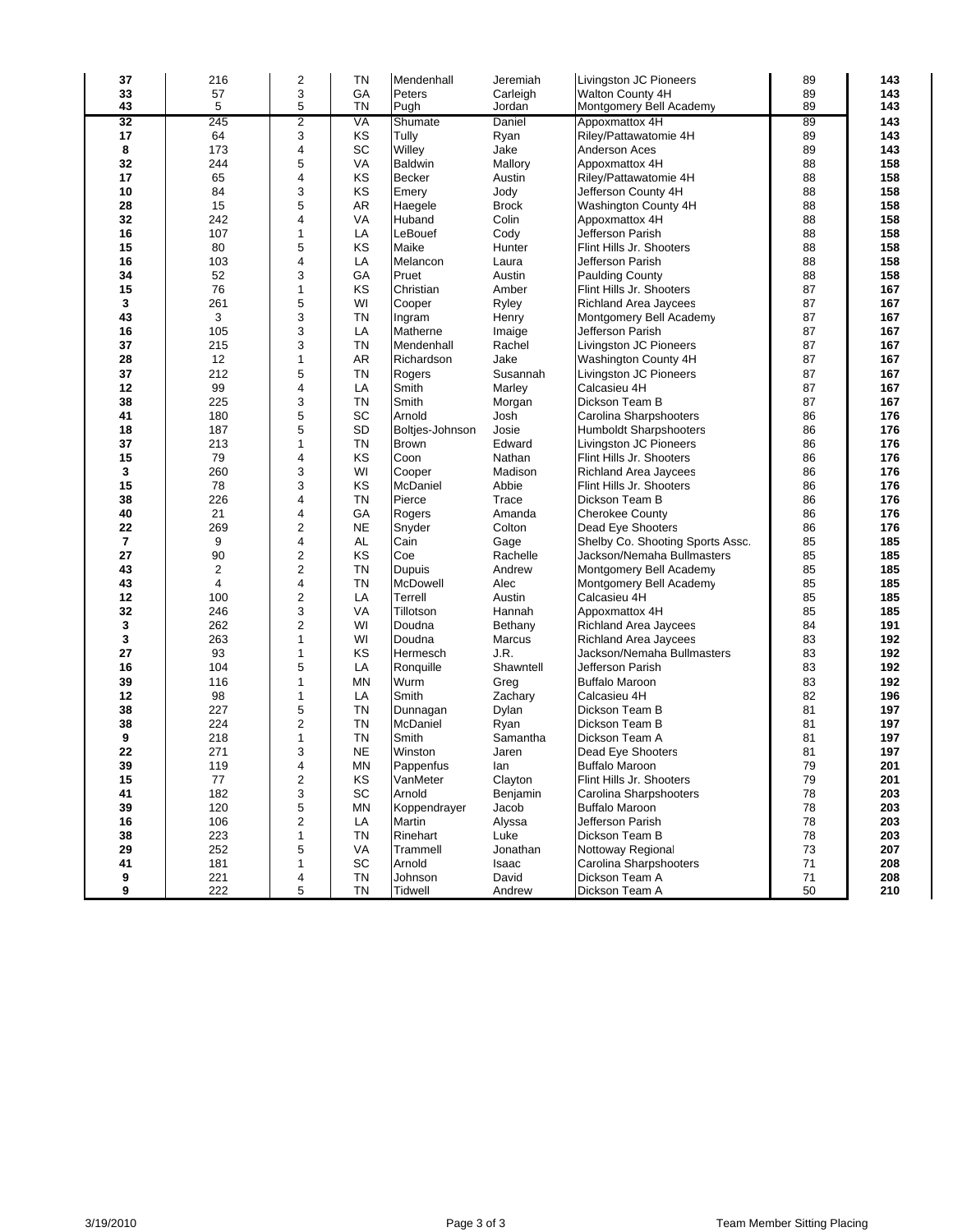| | | | | | | | | |
|---|---|---|---|---|---|---|---|---|
| **37** | 216 | 2 | TN | Mendenhall | Jeremiah | Livingston JC Pioneers | 89 | **143** |
| **33** | 57 | 3 | GA | Peters | Carleigh | Walton County 4H | 89 | **143** |
| **43** | 5 | 5 | TN | Pugh | Jordan | Montgomery Bell Academy | 89 | **143** |
| **32** | 245 | 2 | VA | Shumate | Daniel | Appoxmattox 4H | 89 | **143** |
| **17** | 64 | 3 | KS | Tully | Ryan | Riley/Pattawatomie 4H | 89 | **143** |
| **8** | 173 | 4 | SC | Willey | Jake | Anderson Aces | 89 | **143** |
| **32** | 244 | 5 | VA | Baldwin | Mallory | Appoxmattox 4H | 88 | **158** |
| **17** | 65 | 4 | KS | Becker | Austin | Riley/Pattawatomie 4H | 88 | **158** |
| **10** | 84 | 3 | KS | Emery | Jody | Jefferson County 4H | 88 | **158** |
| **28** | 15 | 5 | AR | Haegele | Brock | Washington County 4H | 88 | **158** |
| **32** | 242 | 4 | VA | Huband | Colin | Appoxmattox 4H | 88 | **158** |
| **16** | 107 | 1 | LA | LeBouef | Cody | Jefferson Parish | 88 | **158** |
| **15** | 80 | 5 | KS | Maike | Hunter | Flint Hills Jr. Shooters | 88 | **158** |
| **16** | 103 | 4 | LA | Melancon | Laura | Jefferson Parish | 88 | **158** |
| **34** | 52 | 3 | GA | Pruet | Austin | Paulding County | 88 | **158** |
| **15** | 76 | 1 | KS | Christian | Amber | Flint Hills Jr. Shooters | 87 | **167** |
| **3** | 261 | 5 | WI | Cooper | Ryley | Richland Area Jaycees | 87 | **167** |
| **43** | 3 | 3 | TN | Ingram | Henry | Montgomery Bell Academy | 87 | **167** |
| **16** | 105 | 3 | LA | Matherne | Imaige | Jefferson Parish | 87 | **167** |
| **37** | 215 | 3 | TN | Mendenhall | Rachel | Livingston JC Pioneers | 87 | **167** |
| **28** | 12 | 1 | AR | Richardson | Jake | Washington County 4H | 87 | **167** |
| **37** | 212 | 5 | TN | Rogers | Susannah | Livingston JC Pioneers | 87 | **167** |
| **12** | 99 | 4 | LA | Smith | Marley | Calcasieu 4H | 87 | **167** |
| **38** | 225 | 3 | TN | Smith | Morgan | Dickson Team B | 87 | **167** |
| **41** | 180 | 5 | SC | Arnold | Josh | Carolina Sharpshooters | 86 | **176** |
| **18** | 187 | 5 | SD | Boltjes-Johnson | Josie | Humboldt Sharpshooters | 86 | **176** |
| **37** | 213 | 1 | TN | Brown | Edward | Livingston JC Pioneers | 86 | **176** |
| **15** | 79 | 4 | KS | Coon | Nathan | Flint Hills Jr. Shooters | 86 | **176** |
| **3** | 260 | 3 | WI | Cooper | Madison | Richland Area Jaycees | 86 | **176** |
| **15** | 78 | 3 | KS | McDaniel | Abbie | Flint Hills Jr. Shooters | 86 | **176** |
| **38** | 226 | 4 | TN | Pierce | Trace | Dickson Team B | 86 | **176** |
| **40** | 21 | 4 | GA | Rogers | Amanda | Cherokee County | 86 | **176** |
| **22** | 269 | 2 | NE | Snyder | Colton | Dead Eye Shooters | 86 | **176** |
| **7** | 9 | 4 | AL | Cain | Gage | Shelby Co. Shooting Sports Assc. | 85 | **185** |
| **27** | 90 | 2 | KS | Coe | Rachelle | Jackson/Nemaha Bullmasters | 85 | **185** |
| **43** | 2 | 2 | TN | Dupuis | Andrew | Montgomery Bell Academy | 85 | **185** |
| **43** | 4 | 4 | TN | McDowell | Alec | Montgomery Bell Academy | 85 | **185** |
| **12** | 100 | 2 | LA | Terrell | Austin | Calcasieu 4H | 85 | **185** |
| **32** | 246 | 3 | VA | Tillotson | Hannah | Appoxmattox 4H | 85 | **185** |
| **3** | 262 | 2 | WI | Doudna | Bethany | Richland Area Jaycees | 84 | **191** |
| **3** | 263 | 1 | WI | Doudna | Marcus | Richland Area Jaycees | 83 | **192** |
| **27** | 93 | 1 | KS | Hermesch | J.R. | Jackson/Nemaha Bullmasters | 83 | **192** |
| **16** | 104 | 5 | LA | Ronquille | Shawntell | Jefferson Parish | 83 | **192** |
| **39** | 116 | 1 | MN | Wurm | Greg | Buffalo Maroon | 83 | **192** |
| **12** | 98 | 1 | LA | Smith | Zachary | Calcasieu 4H | 82 | **196** |
| **38** | 227 | 5 | TN | Dunnagan | Dylan | Dickson Team B | 81 | **197** |
| **38** | 224 | 2 | TN | McDaniel | Ryan | Dickson Team B | 81 | **197** |
| **9** | 218 | 1 | TN | Smith | Samantha | Dickson Team A | 81 | **197** |
| **22** | 271 | 3 | NE | Winston | Jaren | Dead Eye Shooters | 81 | **197** |
| **39** | 119 | 4 | MN | Pappenfus | Ian | Buffalo Maroon | 79 | **201** |
| **15** | 77 | 2 | KS | VanMeter | Clayton | Flint Hills Jr. Shooters | 79 | **201** |
| **41** | 182 | 3 | SC | Arnold | Benjamin | Carolina Sharpshooters | 78 | **203** |
| **39** | 120 | 5 | MN | Koppendrayer | Jacob | Buffalo Maroon | 78 | **203** |
| **16** | 106 | 2 | LA | Martin | Alyssa | Jefferson Parish | 78 | **203** |
| **38** | 223 | 1 | TN | Rinehart | Luke | Dickson Team B | 78 | **203** |
| **29** | 252 | 5 | VA | Trammell | Jonathan | Nottoway Regional | 73 | **207** |
| **41** | 181 | 1 | SC | Arnold | Isaac | Carolina Sharpshooters | 71 | **208** |
| **9** | 221 | 4 | TN | Johnson | David | Dickson Team A | 71 | **208** |
| **9** | 222 | 5 | TN | Tidwell | Andrew | Dickson Team A | 50 | **210** |